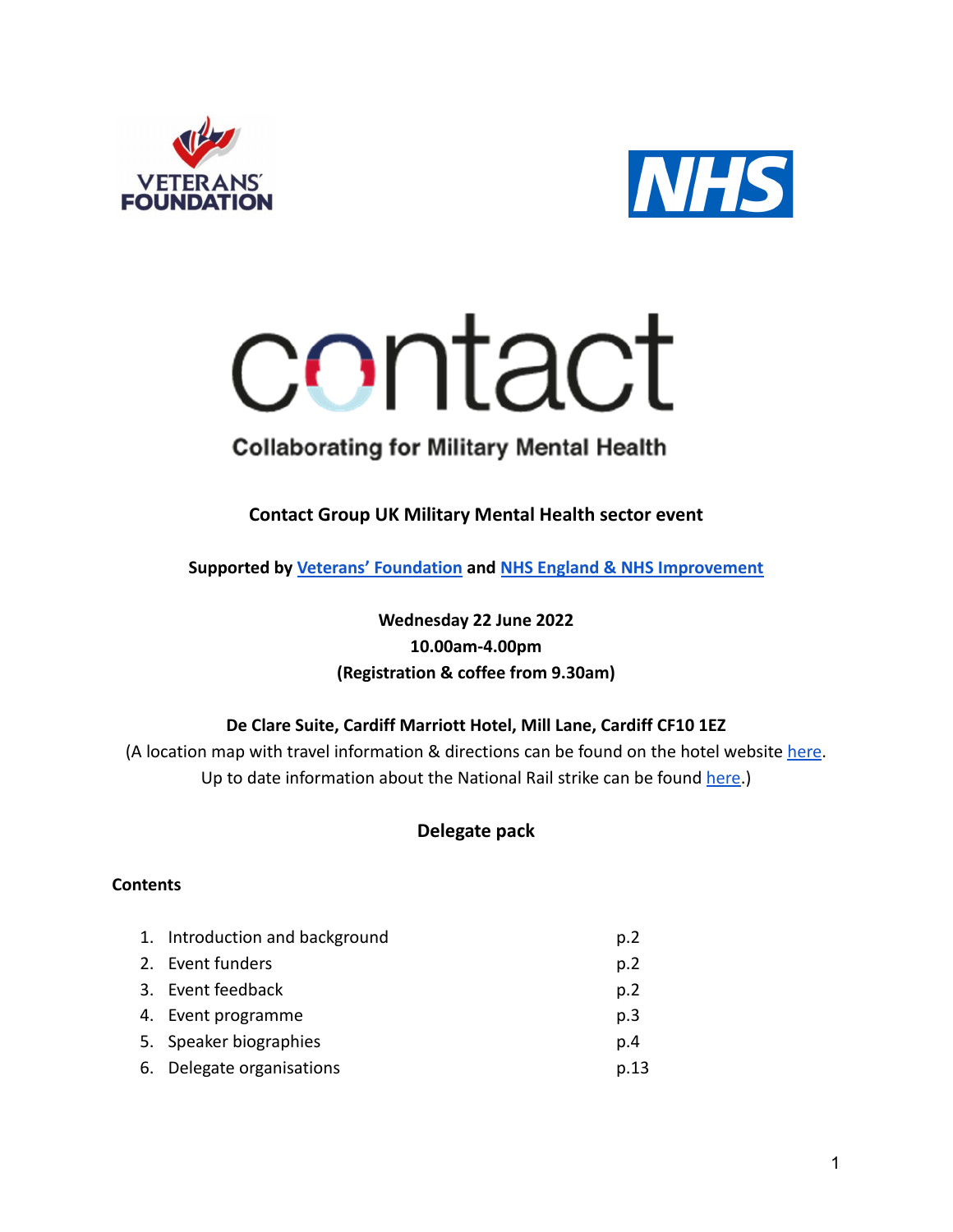# contact

**Collaborating for Military Mental Health**

**Contact Group UK Military Mental Health sector event**

**Supported by Veterans' Foundation and NHS England & NHS Improvement**

**Wednesday 22 June 2022**
**10.00am-4.00pm**
**(Registration & coffee from 9.30am)**

**De Clare Suite, Cardiff Marriott Hotel, Mill Lane, Cardiff CF10 1EZ**

(A location map with travel information & directions can be found on the hotel website here.
Up to date information about the National Rail strike can be found here.)

## Delegate pack

**Contents**

| | | |
|---|---|---|
| 1. | Introduction and background | p.2 |
| 2. | Event funders | p.2 |
| 3. | Event feedback | p.2 |
| 4. | Event programme | p.3 |
| 5. | Speaker biographies | p.4 |
| 6. | Delegate organisations | p.13 |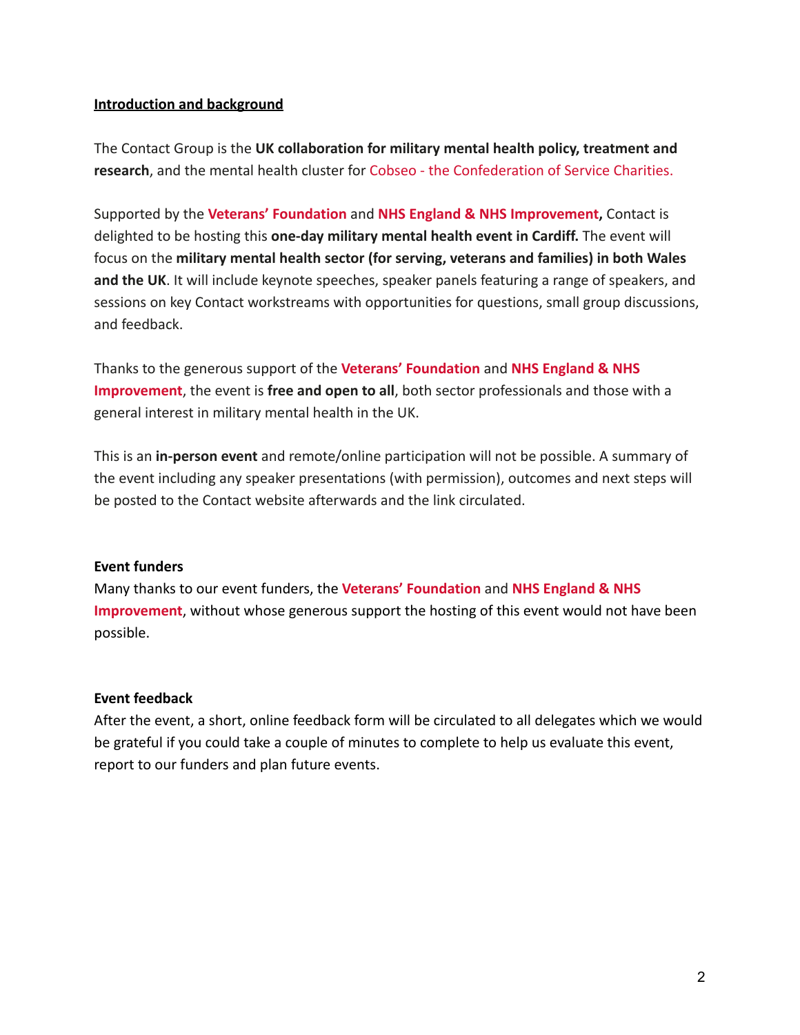## **Introduction and background**

The Contact Group is the **UK collaboration for military mental health policy, treatment and research**, and the mental health cluster for Cobseo - the Confederation of Service Charities.

Supported by the **Veterans' Foundation** and **NHS England & NHS Improvement,** Contact is delighted to be hosting this **one-day military mental health event in Cardiff.** The event will focus on the **military mental health sector (for serving, veterans and families) in both Wales and the UK**. It will include keynote speeches, speaker panels featuring a range of speakers, and sessions on key Contact workstreams with opportunities for questions, small group discussions, and feedback.

Thanks to the generous support of the **Veterans' Foundation** and **NHS England & NHS Improvement**, the event is **free and open to all**, both sector professionals and those with a general interest in military mental health in the UK.

This is an **in-person event** and remote/online participation will not be possible. A summary of the event including any speaker presentations (with permission), outcomes and next steps will be posted to the Contact website afterwards and the link circulated.

### **Event funders**

Many thanks to our event funders, the **Veterans' Foundation** and **NHS England & NHS Improvement**, without whose generous support the hosting of this event would not have been possible.

### **Event feedback**

After the event, a short, online feedback form will be circulated to all delegates which we would be grateful if you could take a couple of minutes to complete to help us evaluate this event, report to our funders and plan future events.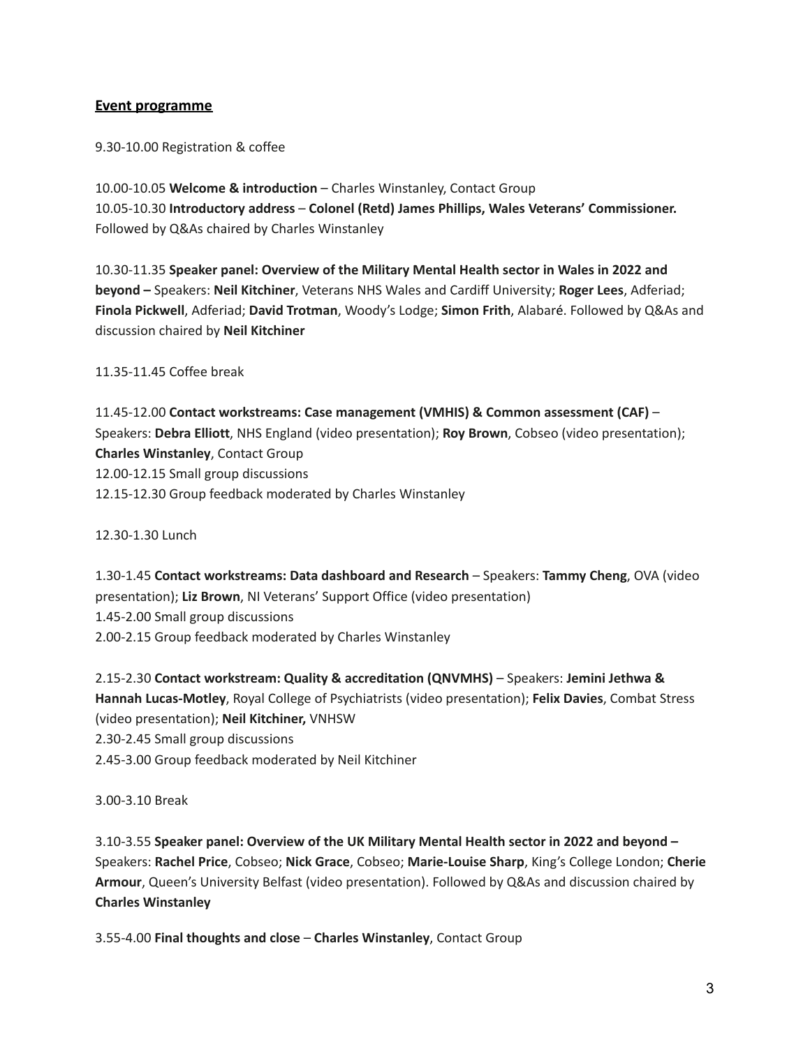## **Event programme**

9.30-10.00 Registration & coffee

10.00-10.05 **Welcome & introduction** – Charles Winstanley, Contact Group
10.05-10.30 **Introductory address** – **Colonel (Retd) James Phillips, Wales Veterans' Commissioner.** Followed by Q&As chaired by Charles Winstanley

10.30-11.35 **Speaker panel: Overview of the Military Mental Health sector in Wales in 2022 and beyond –** Speakers: **Neil Kitchiner**, Veterans NHS Wales and Cardiff University; **Roger Lees**, Adferiad; **Finola Pickwell**, Adferiad; **David Trotman**, Woody's Lodge; **Simon Frith**, Alabaré. Followed by Q&As and discussion chaired by **Neil Kitchiner**

11.35-11.45 Coffee break

11.45-12.00 **Contact workstreams: Case management (VMHIS) & Common assessment (CAF)** – Speakers: **Debra Elliott**, NHS England (video presentation); **Roy Brown**, Cobseo (video presentation); **Charles Winstanley**, Contact Group
12.00-12.15 Small group discussions
12.15-12.30 Group feedback moderated by Charles Winstanley

12.30-1.30 Lunch

1.30-1.45 **Contact workstreams: Data dashboard and Research** – Speakers: **Tammy Cheng**, OVA (video presentation); **Liz Brown**, NI Veterans' Support Office (video presentation)
1.45-2.00 Small group discussions
2.00-2.15 Group feedback moderated by Charles Winstanley

2.15-2.30 **Contact workstream: Quality & accreditation (QNVMHS)** – Speakers: **Jemini Jethwa & Hannah Lucas-Motley**, Royal College of Psychiatrists (video presentation); **Felix Davies**, Combat Stress (video presentation); **Neil Kitchiner,** VNHSW
2.30-2.45 Small group discussions
2.45-3.00 Group feedback moderated by Neil Kitchiner

3.00-3.10 Break

3.10-3.55 **Speaker panel: Overview of the UK Military Mental Health sector in 2022 and beyond –** Speakers: **Rachel Price**, Cobseo; **Nick Grace**, Cobseo; **Marie-Louise Sharp**, King's College London; **Cherie Armour**, Queen's University Belfast (video presentation). Followed by Q&As and discussion chaired by **Charles Winstanley**

3.55-4.00 **Final thoughts and close** – **Charles Winstanley**, Contact Group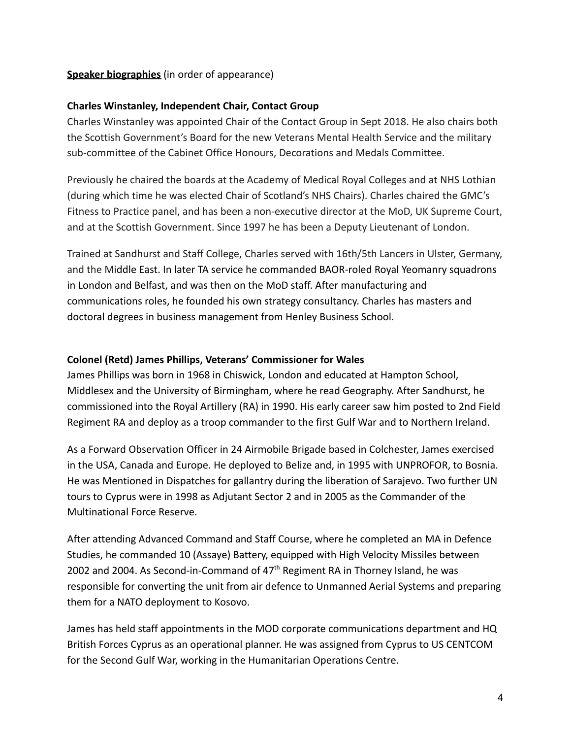**Speaker biographies** (in order of appearance)

**Charles Winstanley, Independent Chair, Contact Group**

Charles Winstanley was appointed Chair of the Contact Group in Sept 2018. He also chairs both the Scottish Government's Board for the new Veterans Mental Health Service and the military sub-committee of the Cabinet Office Honours, Decorations and Medals Committee.

Previously he chaired the boards at the Academy of Medical Royal Colleges and at NHS Lothian (during which time he was elected Chair of Scotland's NHS Chairs). Charles chaired the GMC's Fitness to Practice panel, and has been a non-executive director at the MoD, UK Supreme Court, and at the Scottish Government. Since 1997 he has been a Deputy Lieutenant of London.

Trained at Sandhurst and Staff College, Charles served with 16th/5th Lancers in Ulster, Germany, and the Middle East. In later TA service he commanded BAOR-roled Royal Yeomanry squadrons in London and Belfast, and was then on the MoD staff. After manufacturing and communications roles, he founded his own strategy consultancy. Charles has masters and doctoral degrees in business management from Henley Business School.

**Colonel (Retd) James Phillips, Veterans' Commissioner for Wales**

James Phillips was born in 1968 in Chiswick, London and educated at Hampton School, Middlesex and the University of Birmingham, where he read Geography. After Sandhurst, he commissioned into the Royal Artillery (RA) in 1990. His early career saw him posted to 2nd Field Regiment RA and deploy as a troop commander to the first Gulf War and to Northern Ireland.

As a Forward Observation Officer in 24 Airmobile Brigade based in Colchester, James exercised in the USA, Canada and Europe. He deployed to Belize and, in 1995 with UNPROFOR, to Bosnia. He was Mentioned in Dispatches for gallantry during the liberation of Sarajevo. Two further UN tours to Cyprus were in 1998 as Adjutant Sector 2 and in 2005 as the Commander of the Multinational Force Reserve.

After attending Advanced Command and Staff Course, where he completed an MA in Defence Studies, he commanded 10 (Assaye) Battery, equipped with High Velocity Missiles between 2002 and 2004. As Second-in-Command of 47th Regiment RA in Thorney Island, he was responsible for converting the unit from air defence to Unmanned Aerial Systems and preparing them for a NATO deployment to Kosovo.

James has held staff appointments in the MOD corporate communications department and HQ British Forces Cyprus as an operational planner. He was assigned from Cyprus to US CENTCOM for the Second Gulf War, working in the Humanitarian Operations Centre.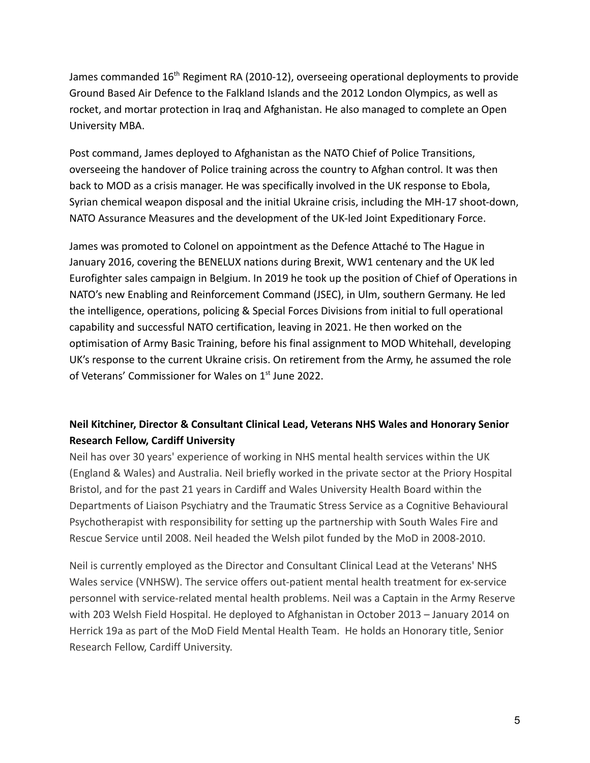James commanded 16th Regiment RA (2010-12), overseeing operational deployments to provide Ground Based Air Defence to the Falkland Islands and the 2012 London Olympics, as well as rocket, and mortar protection in Iraq and Afghanistan. He also managed to complete an Open University MBA.

Post command, James deployed to Afghanistan as the NATO Chief of Police Transitions, overseeing the handover of Police training across the country to Afghan control. It was then back to MOD as a crisis manager. He was specifically involved in the UK response to Ebola, Syrian chemical weapon disposal and the initial Ukraine crisis, including the MH-17 shoot-down, NATO Assurance Measures and the development of the UK-led Joint Expeditionary Force.

James was promoted to Colonel on appointment as the Defence Attaché to The Hague in January 2016, covering the BENELUX nations during Brexit, WW1 centenary and the UK led Eurofighter sales campaign in Belgium. In 2019 he took up the position of Chief of Operations in NATO's new Enabling and Reinforcement Command (JSEC), in Ulm, southern Germany. He led the intelligence, operations, policing & Special Forces Divisions from initial to full operational capability and successful NATO certification, leaving in 2021. He then worked on the optimisation of Army Basic Training, before his final assignment to MOD Whitehall, developing UK's response to the current Ukraine crisis. On retirement from the Army, he assumed the role of Veterans' Commissioner for Wales on 1st June 2022.

**Neil Kitchiner, Director & Consultant Clinical Lead, Veterans NHS Wales and Honorary Senior Research Fellow, Cardiff University**

Neil has over 30 years' experience of working in NHS mental health services within the UK (England & Wales) and Australia. Neil briefly worked in the private sector at the Priory Hospital Bristol, and for the past 21 years in Cardiff and Wales University Health Board within the Departments of Liaison Psychiatry and the Traumatic Stress Service as a Cognitive Behavioural Psychotherapist with responsibility for setting up the partnership with South Wales Fire and Rescue Service until 2008. Neil headed the Welsh pilot funded by the MoD in 2008-2010.

Neil is currently employed as the Director and Consultant Clinical Lead at the Veterans' NHS Wales service (VNHSW). The service offers out-patient mental health treatment for ex-service personnel with service-related mental health problems. Neil was a Captain in the Army Reserve with 203 Welsh Field Hospital. He deployed to Afghanistan in October 2013 – January 2014 on Herrick 19a as part of the MoD Field Mental Health Team. He holds an Honorary title, Senior Research Fellow, Cardiff University.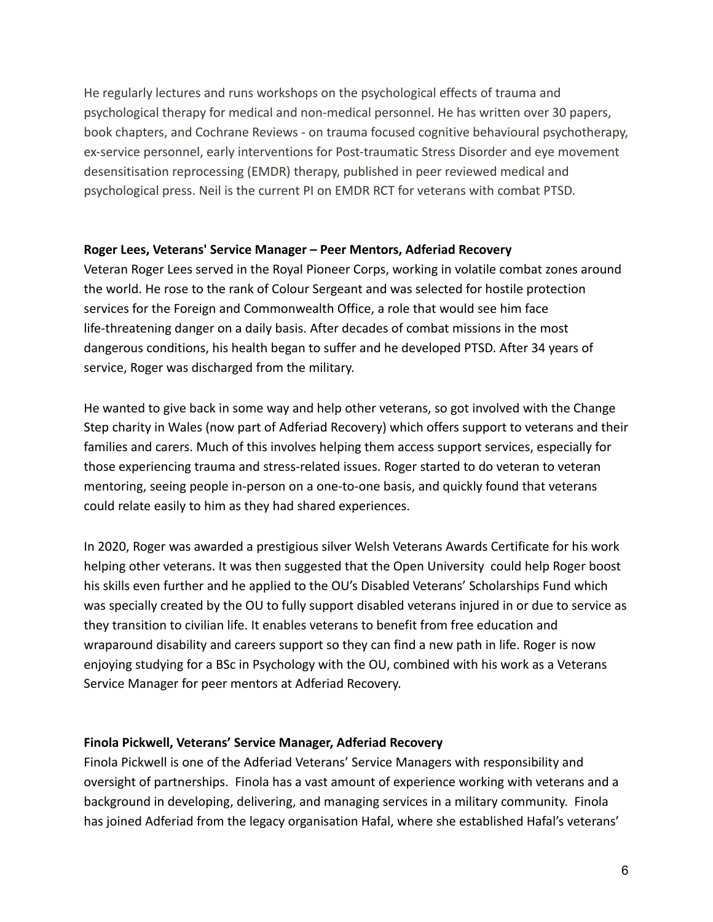He regularly lectures and runs workshops on the psychological effects of trauma and psychological therapy for medical and non-medical personnel. He has written over 30 papers, book chapters, and Cochrane Reviews - on trauma focused cognitive behavioural psychotherapy, ex-service personnel, early interventions for Post-traumatic Stress Disorder and eye movement desensitisation reprocessing (EMDR) therapy, published in peer reviewed medical and psychological press. Neil is the current PI on EMDR RCT for veterans with combat PTSD.

**Roger Lees, Veterans' Service Manager – Peer Mentors, Adferiad Recovery**

Veteran Roger Lees served in the Royal Pioneer Corps, working in volatile combat zones around the world. He rose to the rank of Colour Sergeant and was selected for hostile protection services for the Foreign and Commonwealth Office, a role that would see him face life-threatening danger on a daily basis. After decades of combat missions in the most dangerous conditions, his health began to suffer and he developed PTSD. After 34 years of service, Roger was discharged from the military.

He wanted to give back in some way and help other veterans, so got involved with the Change Step charity in Wales (now part of Adferiad Recovery) which offers support to veterans and their families and carers. Much of this involves helping them access support services, especially for those experiencing trauma and stress-related issues. Roger started to do veteran to veteran mentoring, seeing people in-person on a one-to-one basis, and quickly found that veterans could relate easily to him as they had shared experiences.

In 2020, Roger was awarded a prestigious silver Welsh Veterans Awards Certificate for his work helping other veterans. It was then suggested that the Open University could help Roger boost his skills even further and he applied to the OU's Disabled Veterans' Scholarships Fund which was specially created by the OU to fully support disabled veterans injured in or due to service as they transition to civilian life. It enables veterans to benefit from free education and wraparound disability and careers support so they can find a new path in life. Roger is now enjoying studying for a BSc in Psychology with the OU, combined with his work as a Veterans Service Manager for peer mentors at Adferiad Recovery.

**Finola Pickwell, Veterans' Service Manager, Adferiad Recovery**

Finola Pickwell is one of the Adferiad Veterans' Service Managers with responsibility and oversight of partnerships. Finola has a vast amount of experience working with veterans and a background in developing, delivering, and managing services in a military community. Finola has joined Adferiad from the legacy organisation Hafal, where she established Hafal's veterans'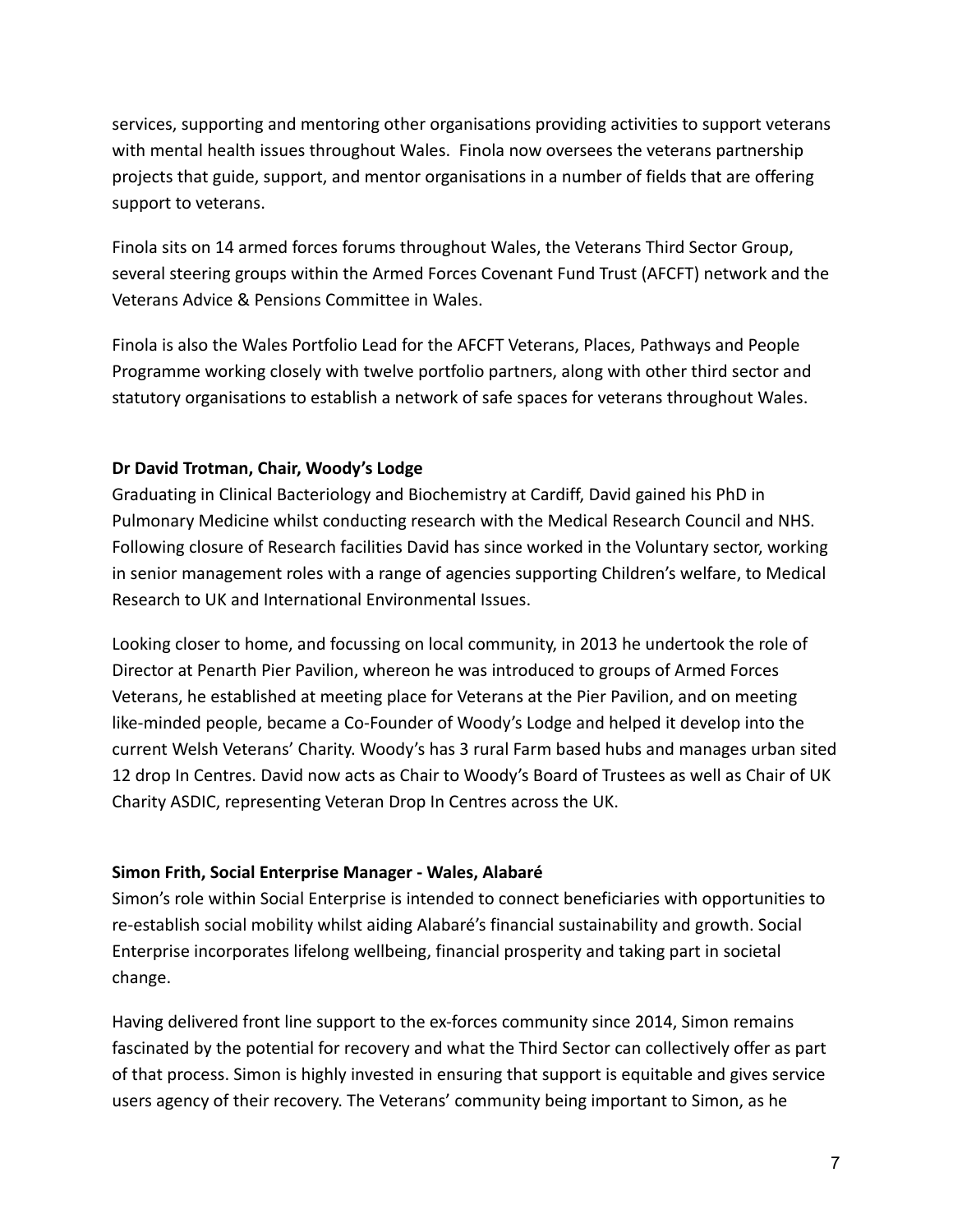services, supporting and mentoring other organisations providing activities to support veterans with mental health issues throughout Wales. Finola now oversees the veterans partnership projects that guide, support, and mentor organisations in a number of fields that are offering support to veterans.

Finola sits on 14 armed forces forums throughout Wales, the Veterans Third Sector Group, several steering groups within the Armed Forces Covenant Fund Trust (AFCFT) network and the Veterans Advice & Pensions Committee in Wales.

Finola is also the Wales Portfolio Lead for the AFCFT Veterans, Places, Pathways and People Programme working closely with twelve portfolio partners, along with other third sector and statutory organisations to establish a network of safe spaces for veterans throughout Wales.

**Dr David Trotman, Chair, Woody's Lodge**

Graduating in Clinical Bacteriology and Biochemistry at Cardiff, David gained his PhD in Pulmonary Medicine whilst conducting research with the Medical Research Council and NHS. Following closure of Research facilities David has since worked in the Voluntary sector, working in senior management roles with a range of agencies supporting Children's welfare, to Medical Research to UK and International Environmental Issues.

Looking closer to home, and focussing on local community, in 2013 he undertook the role of Director at Penarth Pier Pavilion, whereon he was introduced to groups of Armed Forces Veterans, he established at meeting place for Veterans at the Pier Pavilion, and on meeting like-minded people, became a Co-Founder of Woody's Lodge and helped it develop into the current Welsh Veterans' Charity. Woody's has 3 rural Farm based hubs and manages urban sited 12 drop In Centres. David now acts as Chair to Woody's Board of Trustees as well as Chair of UK Charity ASDIC, representing Veteran Drop In Centres across the UK.

**Simon Frith, Social Enterprise Manager - Wales, Alabaré**

Simon's role within Social Enterprise is intended to connect beneficiaries with opportunities to re-establish social mobility whilst aiding Alabaré's financial sustainability and growth. Social Enterprise incorporates lifelong wellbeing, financial prosperity and taking part in societal change.

Having delivered front line support to the ex-forces community since 2014, Simon remains fascinated by the potential for recovery and what the Third Sector can collectively offer as part of that process. Simon is highly invested in ensuring that support is equitable and gives service users agency of their recovery. The Veterans' community being important to Simon, as he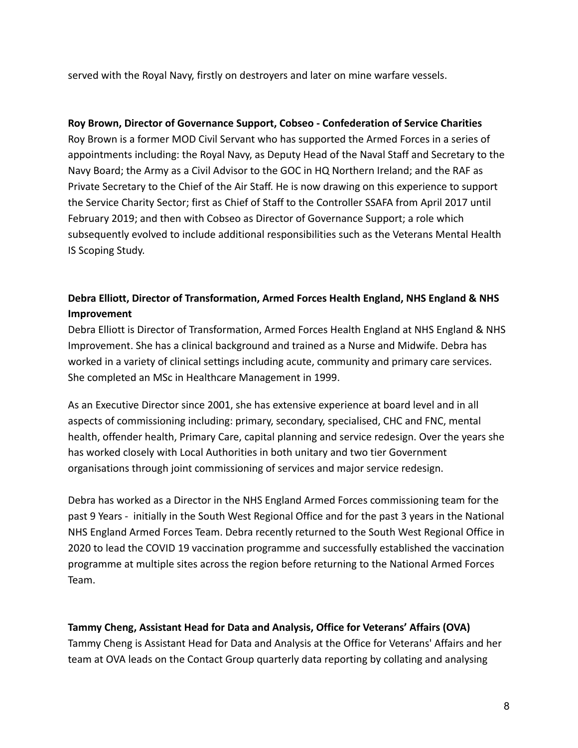served with the Royal Navy, firstly on destroyers and later on mine warfare vessels.

**Roy Brown, Director of Governance Support, Cobseo - Confederation of Service Charities**
Roy Brown is a former MOD Civil Servant who has supported the Armed Forces in a series of appointments including: the Royal Navy, as Deputy Head of the Naval Staff and Secretary to the Navy Board; the Army as a Civil Advisor to the GOC in HQ Northern Ireland; and the RAF as Private Secretary to the Chief of the Air Staff. He is now drawing on this experience to support the Service Charity Sector; first as Chief of Staff to the Controller SSAFA from April 2017 until February 2019; and then with Cobseo as Director of Governance Support; a role which subsequently evolved to include additional responsibilities such as the Veterans Mental Health IS Scoping Study.

**Debra Elliott, Director of Transformation, Armed Forces Health England, NHS England & NHS Improvement**
Debra Elliott is Director of Transformation, Armed Forces Health England at NHS England & NHS Improvement. She has a clinical background and trained as a Nurse and Midwife. Debra has worked in a variety of clinical settings including acute, community and primary care services. She completed an MSc in Healthcare Management in 1999.

As an Executive Director since 2001, she has extensive experience at board level and in all aspects of commissioning including: primary, secondary, specialised, CHC and FNC, mental health, offender health, Primary Care, capital planning and service redesign. Over the years she has worked closely with Local Authorities in both unitary and two tier Government organisations through joint commissioning of services and major service redesign.

Debra has worked as a Director in the NHS England Armed Forces commissioning team for the past 9 Years - initially in the South West Regional Office and for the past 3 years in the National NHS England Armed Forces Team. Debra recently returned to the South West Regional Office in 2020 to lead the COVID 19 vaccination programme and successfully established the vaccination programme at multiple sites across the region before returning to the National Armed Forces Team.

**Tammy Cheng, Assistant Head for Data and Analysis, Office for Veterans' Affairs (OVA)**
Tammy Cheng is Assistant Head for Data and Analysis at the Office for Veterans' Affairs and her team at OVA leads on the Contact Group quarterly data reporting by collating and analysing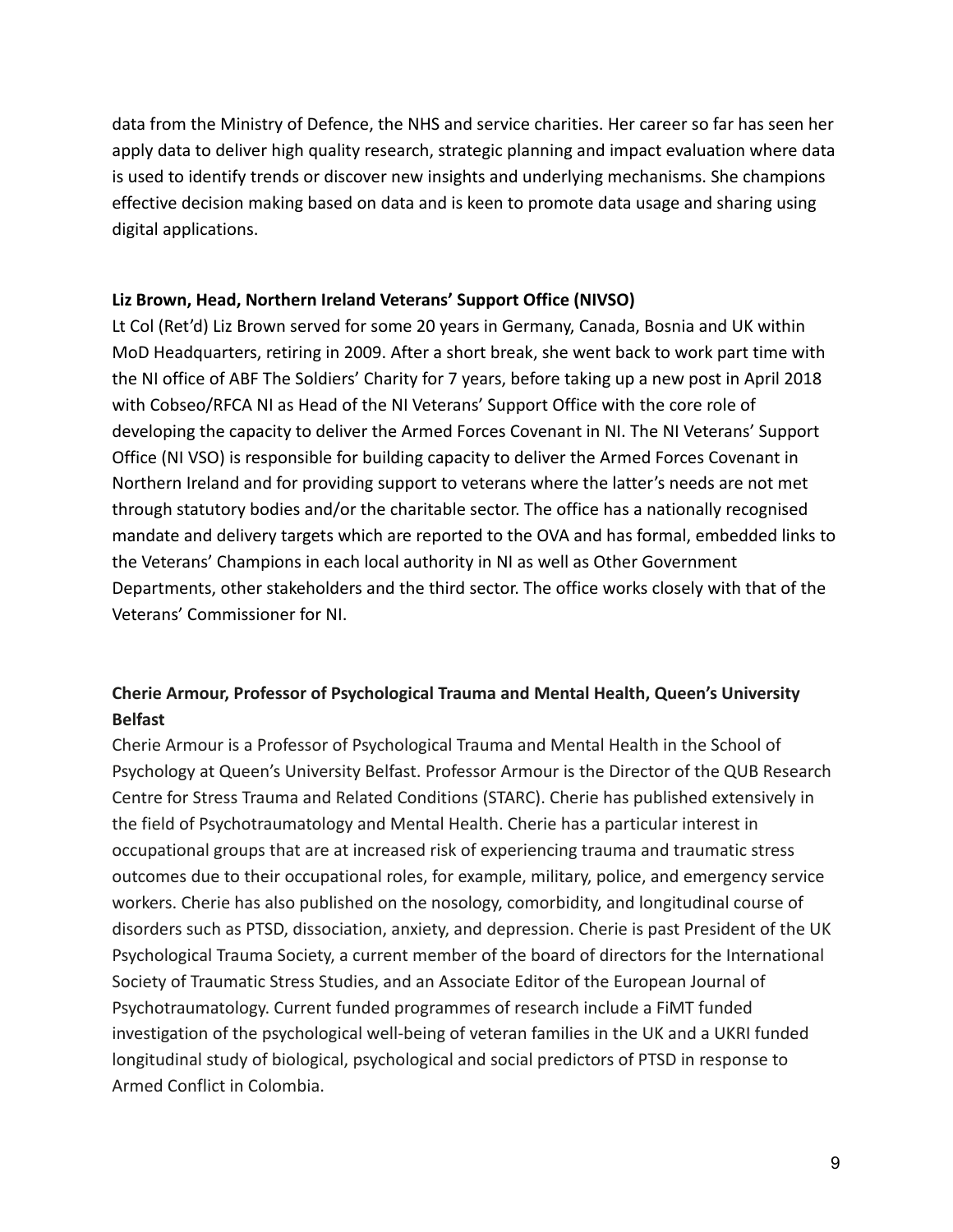data from the Ministry of Defence, the NHS and service charities. Her career so far has seen her apply data to deliver high quality research, strategic planning and impact evaluation where data is used to identify trends or discover new insights and underlying mechanisms. She champions effective decision making based on data and is keen to promote data usage and sharing using digital applications.

**Liz Brown, Head, Northern Ireland Veterans' Support Office (NIVSO)**

Lt Col (Ret'd) Liz Brown served for some 20 years in Germany, Canada, Bosnia and UK within MoD Headquarters, retiring in 2009. After a short break, she went back to work part time with the NI office of ABF The Soldiers' Charity for 7 years, before taking up a new post in April 2018 with Cobseo/RFCA NI as Head of the NI Veterans' Support Office with the core role of developing the capacity to deliver the Armed Forces Covenant in NI. The NI Veterans' Support Office (NI VSO) is responsible for building capacity to deliver the Armed Forces Covenant in Northern Ireland and for providing support to veterans where the latter's needs are not met through statutory bodies and/or the charitable sector. The office has a nationally recognised mandate and delivery targets which are reported to the OVA and has formal, embedded links to the Veterans' Champions in each local authority in NI as well as Other Government Departments, other stakeholders and the third sector. The office works closely with that of the Veterans' Commissioner for NI.

**Cherie Armour, Professor of Psychological Trauma and Mental Health, Queen's University Belfast**

Cherie Armour is a Professor of Psychological Trauma and Mental Health in the School of Psychology at Queen's University Belfast. Professor Armour is the Director of the QUB Research Centre for Stress Trauma and Related Conditions (STARC). Cherie has published extensively in the field of Psychotraumatology and Mental Health. Cherie has a particular interest in occupational groups that are at increased risk of experiencing trauma and traumatic stress outcomes due to their occupational roles, for example, military, police, and emergency service workers. Cherie has also published on the nosology, comorbidity, and longitudinal course of disorders such as PTSD, dissociation, anxiety, and depression. Cherie is past President of the UK Psychological Trauma Society, a current member of the board of directors for the International Society of Traumatic Stress Studies, and an Associate Editor of the European Journal of Psychotraumatology. Current funded programmes of research include a FiMT funded investigation of the psychological well-being of veteran families in the UK and a UKRI funded longitudinal study of biological, psychological and social predictors of PTSD in response to Armed Conflict in Colombia.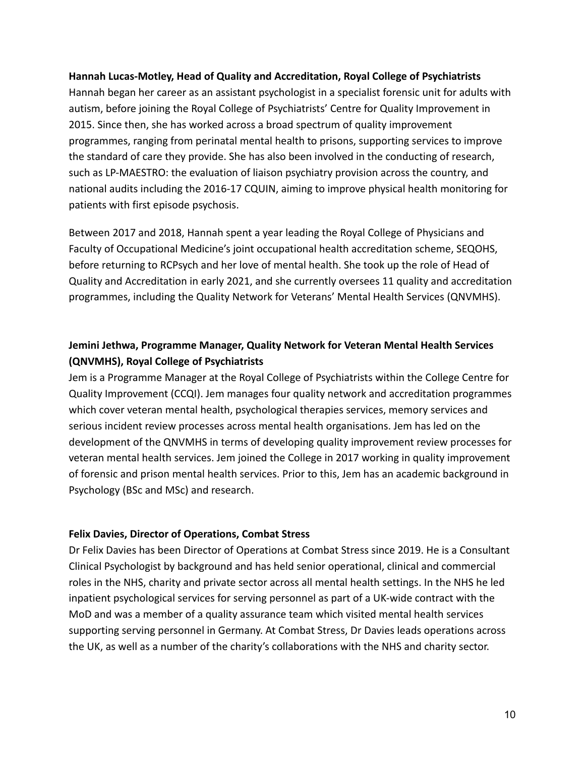**Hannah Lucas-Motley, Head of Quality and Accreditation, Royal College of Psychiatrists**

Hannah began her career as an assistant psychologist in a specialist forensic unit for adults with autism, before joining the Royal College of Psychiatrists' Centre for Quality Improvement in 2015. Since then, she has worked across a broad spectrum of quality improvement programmes, ranging from perinatal mental health to prisons, supporting services to improve the standard of care they provide. She has also been involved in the conducting of research, such as LP-MAESTRO: the evaluation of liaison psychiatry provision across the country, and national audits including the 2016-17 CQUIN, aiming to improve physical health monitoring for patients with first episode psychosis.

Between 2017 and 2018, Hannah spent a year leading the Royal College of Physicians and Faculty of Occupational Medicine's joint occupational health accreditation scheme, SEQOHS, before returning to RCPsych and her love of mental health. She took up the role of Head of Quality and Accreditation in early 2021, and she currently oversees 11 quality and accreditation programmes, including the Quality Network for Veterans' Mental Health Services (QNVMHS).

**Jemini Jethwa, Programme Manager, Quality Network for Veteran Mental Health Services (QNVMHS), Royal College of Psychiatrists**

Jem is a Programme Manager at the Royal College of Psychiatrists within the College Centre for Quality Improvement (CCQI). Jem manages four quality network and accreditation programmes which cover veteran mental health, psychological therapies services, memory services and serious incident review processes across mental health organisations. Jem has led on the development of the QNVMHS in terms of developing quality improvement review processes for veteran mental health services. Jem joined the College in 2017 working in quality improvement of forensic and prison mental health services. Prior to this, Jem has an academic background in Psychology (BSc and MSc) and research.

**Felix Davies, Director of Operations, Combat Stress**

Dr Felix Davies has been Director of Operations at Combat Stress since 2019. He is a Consultant Clinical Psychologist by background and has held senior operational, clinical and commercial roles in the NHS, charity and private sector across all mental health settings. In the NHS he led inpatient psychological services for serving personnel as part of a UK-wide contract with the MoD and was a member of a quality assurance team which visited mental health services supporting serving personnel in Germany. At Combat Stress, Dr Davies leads operations across the UK, as well as a number of the charity's collaborations with the NHS and charity sector.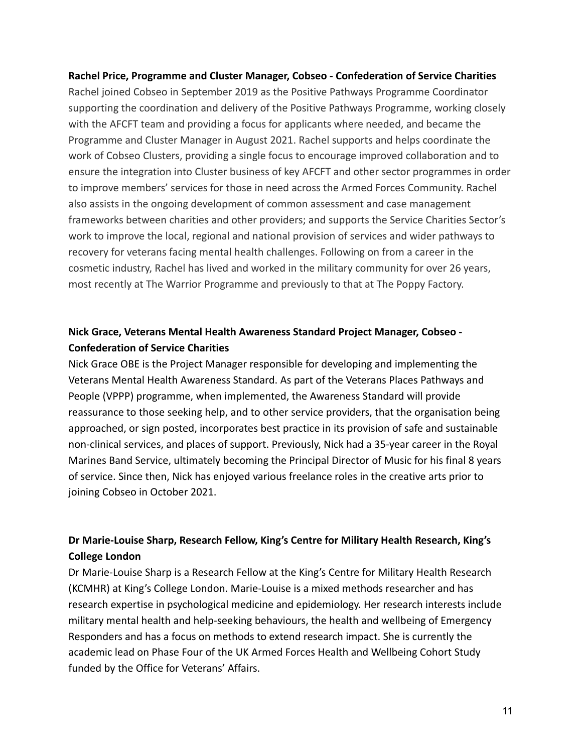**Rachel Price, Programme and Cluster Manager, Cobseo - Confederation of Service Charities**

Rachel joined Cobseo in September 2019 as the Positive Pathways Programme Coordinator supporting the coordination and delivery of the Positive Pathways Programme, working closely with the AFCFT team and providing a focus for applicants where needed, and became the Programme and Cluster Manager in August 2021. Rachel supports and helps coordinate the work of Cobseo Clusters, providing a single focus to encourage improved collaboration and to ensure the integration into Cluster business of key AFCFT and other sector programmes in order to improve members' services for those in need across the Armed Forces Community. Rachel also assists in the ongoing development of common assessment and case management frameworks between charities and other providers; and supports the Service Charities Sector's work to improve the local, regional and national provision of services and wider pathways to recovery for veterans facing mental health challenges. Following on from a career in the cosmetic industry, Rachel has lived and worked in the military community for over 26 years, most recently at The Warrior Programme and previously to that at The Poppy Factory.

**Nick Grace, Veterans Mental Health Awareness Standard Project Manager, Cobseo - Confederation of Service Charities**

Nick Grace OBE is the Project Manager responsible for developing and implementing the Veterans Mental Health Awareness Standard. As part of the Veterans Places Pathways and People (VPPP) programme, when implemented, the Awareness Standard will provide reassurance to those seeking help, and to other service providers, that the organisation being approached, or sign posted, incorporates best practice in its provision of safe and sustainable non-clinical services, and places of support. Previously, Nick had a 35-year career in the Royal Marines Band Service, ultimately becoming the Principal Director of Music for his final 8 years of service. Since then, Nick has enjoyed various freelance roles in the creative arts prior to joining Cobseo in October 2021.

**Dr Marie-Louise Sharp, Research Fellow, King's Centre for Military Health Research, King's College London**

Dr Marie-Louise Sharp is a Research Fellow at the King's Centre for Military Health Research (KCMHR) at King's College London. Marie-Louise is a mixed methods researcher and has research expertise in psychological medicine and epidemiology. Her research interests include military mental health and help-seeking behaviours, the health and wellbeing of Emergency Responders and has a focus on methods to extend research impact. She is currently the academic lead on Phase Four of the UK Armed Forces Health and Wellbeing Cohort Study funded by the Office for Veterans' Affairs.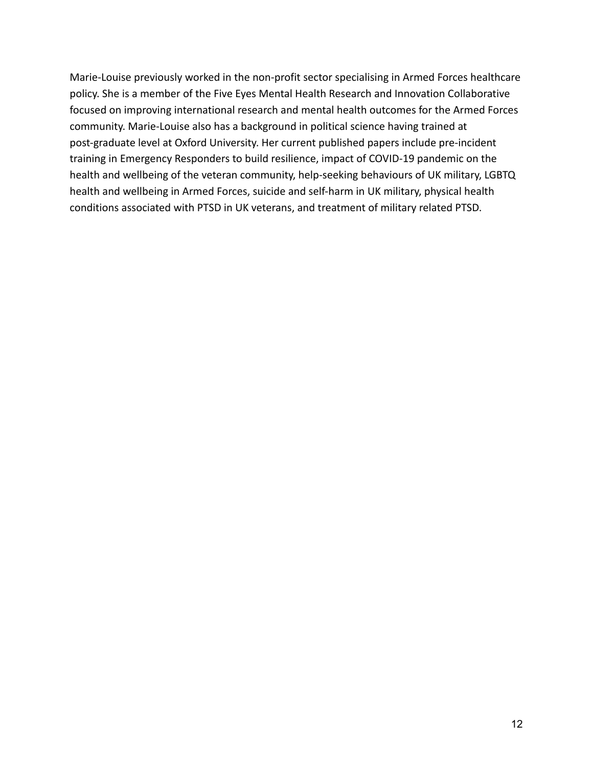Marie-Louise previously worked in the non-profit sector specialising in Armed Forces healthcare policy. She is a member of the Five Eyes Mental Health Research and Innovation Collaborative focused on improving international research and mental health outcomes for the Armed Forces community. Marie-Louise also has a background in political science having trained at post-graduate level at Oxford University. Her current published papers include pre-incident training in Emergency Responders to build resilience, impact of COVID-19 pandemic on the health and wellbeing of the veteran community, help-seeking behaviours of UK military, LGBTQ health and wellbeing in Armed Forces, suicide and self-harm in UK military, physical health conditions associated with PTSD in UK veterans, and treatment of military related PTSD.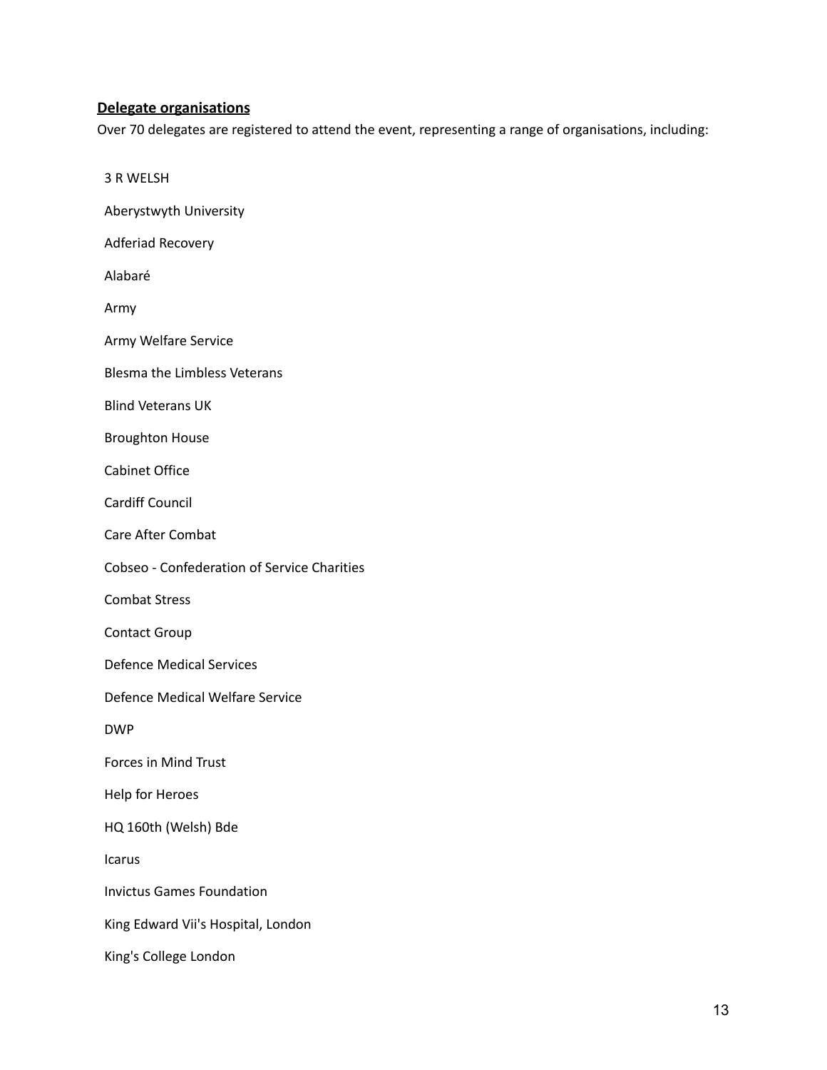**<u>Delegate organisations</u>**

Over 70 delegates are registered to attend the event, representing a range of organisations, including:

3 R WELSH

Aberystwyth University

Adferiad Recovery

Alabaré

Army

Army Welfare Service

Blesma the Limbless Veterans

Blind Veterans UK

Broughton House

Cabinet Office

Cardiff Council

Care After Combat

Cobseo - Confederation of Service Charities

Combat Stress

Contact Group

Defence Medical Services

Defence Medical Welfare Service

DWP

Forces in Mind Trust

Help for Heroes

HQ 160th (Welsh) Bde

Icarus

Invictus Games Foundation

King Edward Vii's Hospital, London

King's College London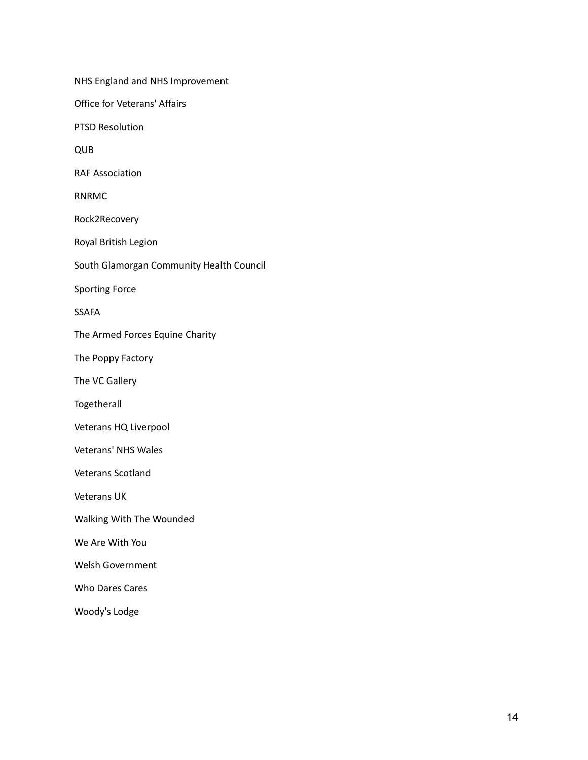NHS England and NHS Improvement

Office for Veterans' Affairs

PTSD Resolution

QUB

RAF Association

RNRMC

Rock2Recovery

Royal British Legion

South Glamorgan Community Health Council

Sporting Force

SSAFA

The Armed Forces Equine Charity

The Poppy Factory

The VC Gallery

Togetherall

Veterans HQ Liverpool

Veterans' NHS Wales

Veterans Scotland

Veterans UK

Walking With The Wounded

We Are With You

Welsh Government

Who Dares Cares

Woody's Lodge